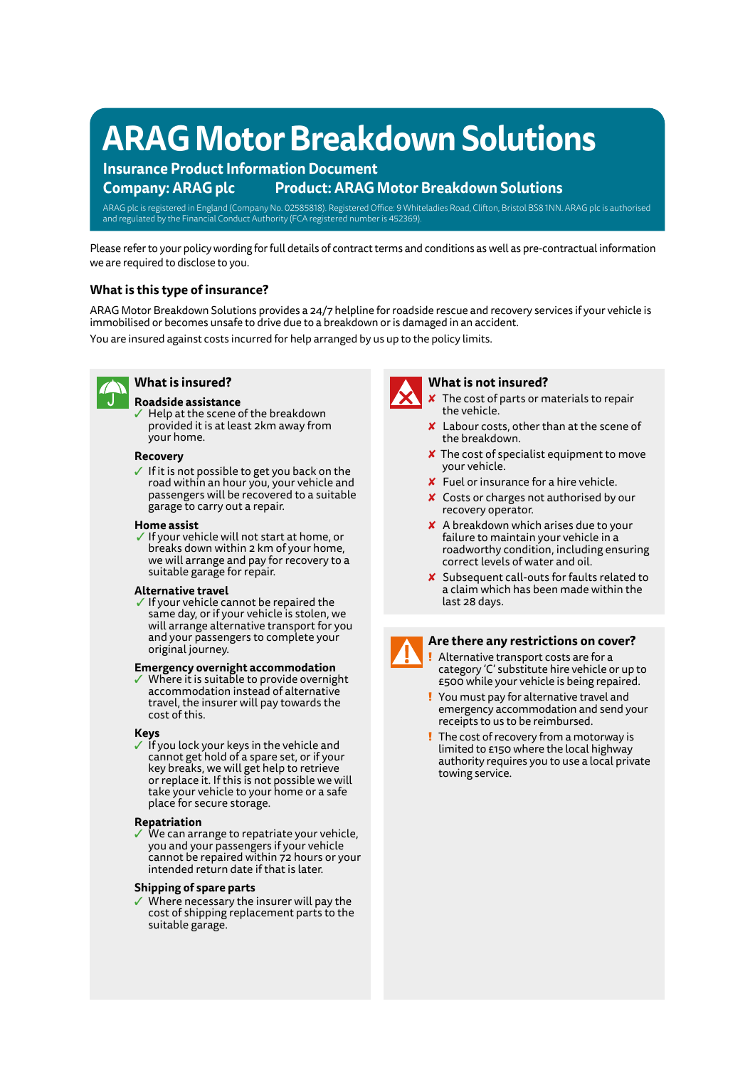# ARAG Motor Breakdown Solutions

**Insurance Product Information Document**

**Company: ARAG plc** **Product: ARAG Motor Breakdown Solutions**

ARAG plc is registered in England (Company No. 02585818). Registered Office: 9 Whiteladies Road, Clifton, Bristol BS8 1NN. ARAG plc is authorised and regulated by the Financial Conduct Authority (FCA registered number is 452369).

Please refer to your policy wording for full details of contract terms and conditions as well as pre-contractual information we are required to disclose to you.

## What is this type of insurance?

ARAG Motor Breakdown Solutions provides a 24/7 helpline for roadside rescue and recovery services if your vehicle is immobilised or becomes unsafe to drive due to a breakdown or is damaged in an accident.

You are insured against costs incurred for help arranged by us up to the policy limits.

## What is insured?

**Roadside assistance**

- ✓ Help at the scene of the breakdown provided it is at least 2km away from your home.

**Recovery**

- ✓ If it is not possible to get you back on the road within an hour you, your vehicle and passengers will be recovered to a suitable garage to carry out a repair.

**Home assist**

- ✓ If your vehicle will not start at home, or breaks down within 2 km of your home, we will arrange and pay for recovery to a suitable garage for repair.

**Alternative travel**

- ✓ If your vehicle cannot be repaired the same day, or if your vehicle is stolen, we will arrange alternative transport for you and your passengers to complete your original journey.

**Emergency overnight accommodation**

- ✓ Where it is suitable to provide overnight accommodation instead of alternative travel, the insurer will pay towards the cost of this.

**Keys**

- ✓ If you lock your keys in the vehicle and cannot get hold of a spare set, or if your key breaks, we will get help to retrieve or replace it. If this is not possible we will take your vehicle to your home or a safe place for secure storage.

**Repatriation**

- ✓ We can arrange to repatriate your vehicle, you and your passengers if your vehicle cannot be repaired within 72 hours or your intended return date if that is later.

**Shipping of spare parts**

- ✓ Where necessary the insurer will pay the cost of shipping replacement parts to the suitable garage.

## What is not insured?

- ✘ The cost of parts or materials to repair the vehicle.
- ✘ Labour costs, other than at the scene of the breakdown.
- ✘ The cost of specialist equipment to move your vehicle.
- ✘ Fuel or insurance for a hire vehicle.
- ✘ Costs or charges not authorised by our recovery operator.
- ✘ A breakdown which arises due to your failure to maintain your vehicle in a roadworthy condition, including ensuring correct levels of water and oil.
- ✘ Subsequent call-outs for faults related to a claim which has been made within the last 28 days.

## Are there any restrictions on cover?

- ! Alternative transport costs are for a category 'C' substitute hire vehicle or up to £500 while your vehicle is being repaired.
- ! You must pay for alternative travel and emergency accommodation and send your receipts to us to be reimbursed.
- ! The cost of recovery from a motorway is limited to £150 where the local highway authority requires you to use a local private towing service.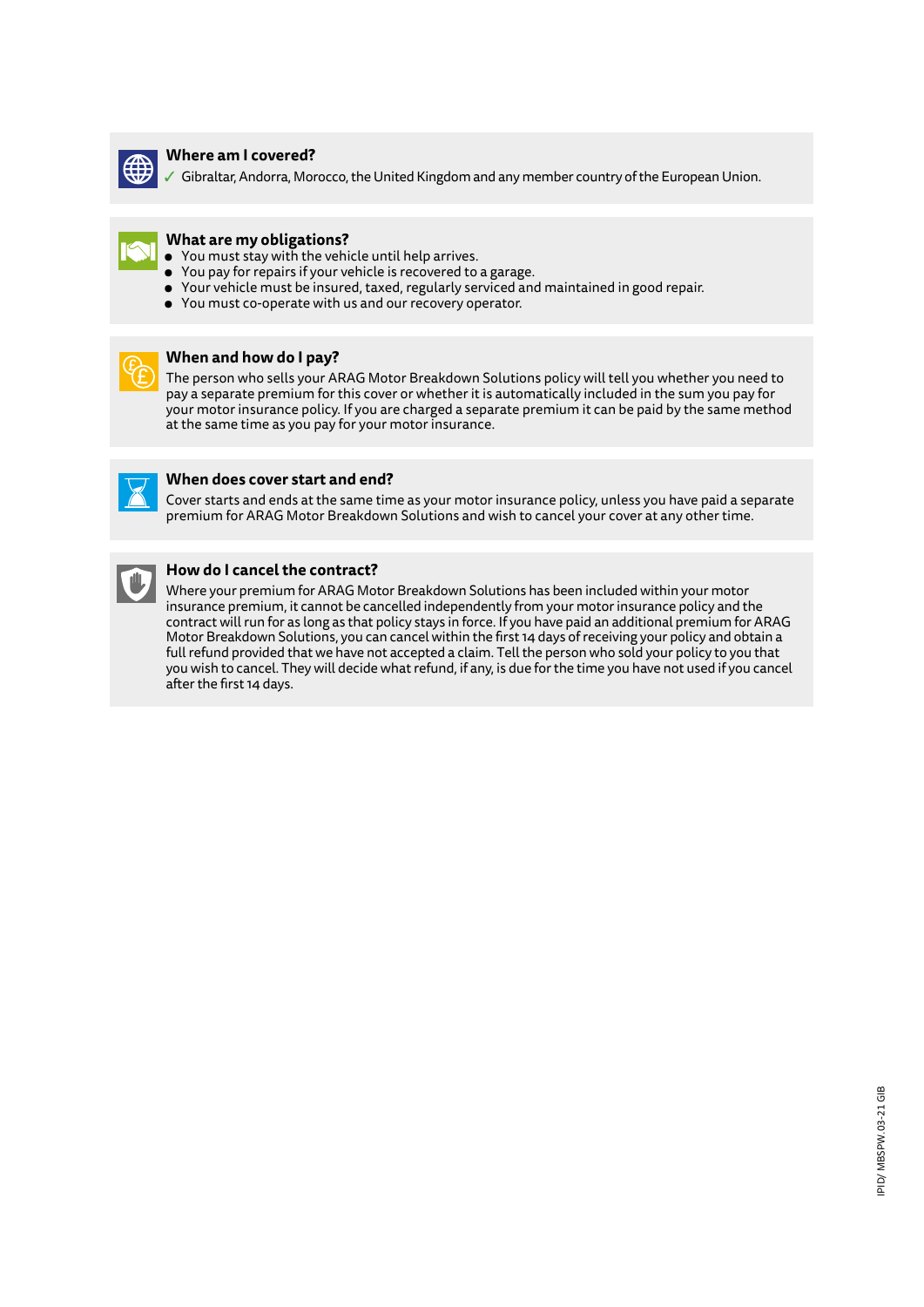## Where am I covered?

✓ Gibraltar, Andorra, Morocco, the United Kingdom and any member country of the European Union.

## What are my obligations?

- You must stay with the vehicle until help arrives.
- You pay for repairs if your vehicle is recovered to a garage.
- Your vehicle must be insured, taxed, regularly serviced and maintained in good repair.
- You must co-operate with us and our recovery operator.

## When and how do I pay?

The person who sells your ARAG Motor Breakdown Solutions policy will tell you whether you need to pay a separate premium for this cover or whether it is automatically included in the sum you pay for your motor insurance policy. If you are charged a separate premium it can be paid by the same method at the same time as you pay for your motor insurance.

## When does cover start and end?

Cover starts and ends at the same time as your motor insurance policy, unless you have paid a separate premium for ARAG Motor Breakdown Solutions and wish to cancel your cover at any other time.

## How do I cancel the contract?

Where your premium for ARAG Motor Breakdown Solutions has been included within your motor insurance premium, it cannot be cancelled independently from your motor insurance policy and the contract will run for as long as that policy stays in force. If you have paid an additional premium for ARAG Motor Breakdown Solutions, you can cancel within the first 14 days of receiving your policy and obtain a full refund provided that we have not accepted a claim. Tell the person who sold your policy to you that you wish to cancel. They will decide what refund, if any, is due for the time you have not used if you cancel after the first 14 days.

IPID/ MBSPW.03-21 GIB